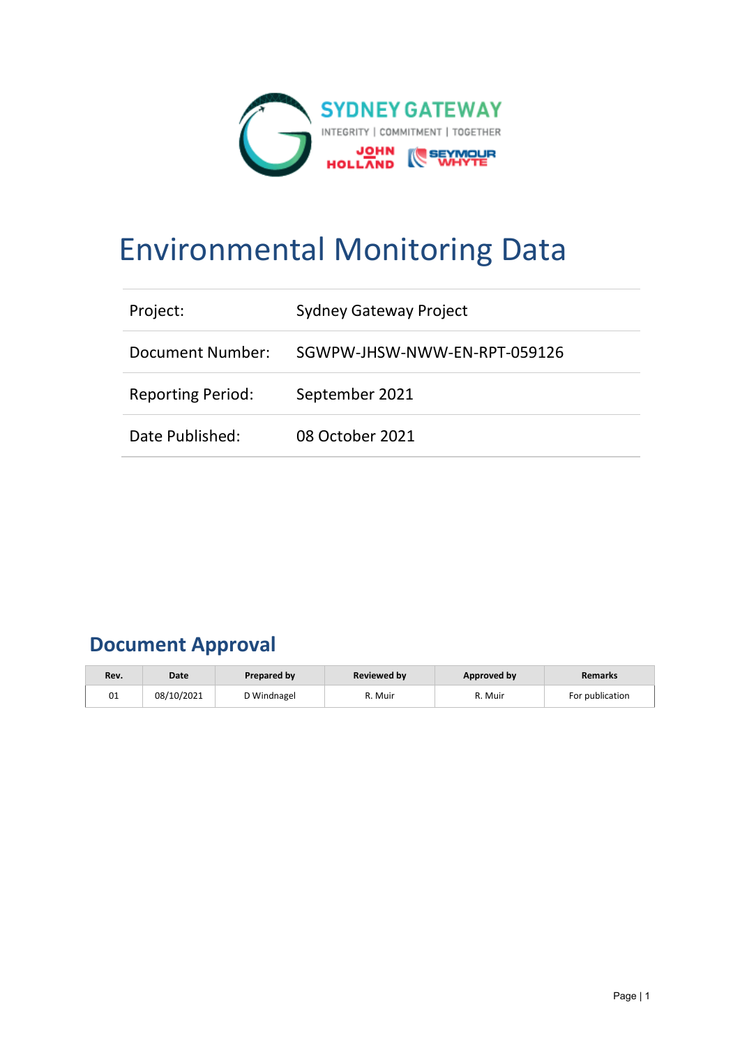SYDNEY GATEWAY

INTEGRITY | COMMITMENT | TOGETHER

JOHN HOLLAND SEYMOUR WHYTE

# Environmental Monitoring Data

| | |
|---|---|
| Project: | Sydney Gateway Project |
| Document Number: | SGWPW-JHSW-NWW-EN-RPT-059126 |
| Reporting Period: | September 2021 |
| Date Published: | 08 October 2021 |

## Document Approval

| Rev. | Date | Prepared by | Reviewed by | Approved by | Remarks |
|---|---|---|---|---|---|
| 01 | 08/10/2021 | D Windnagel | R. Muir | R. Muir | For publication |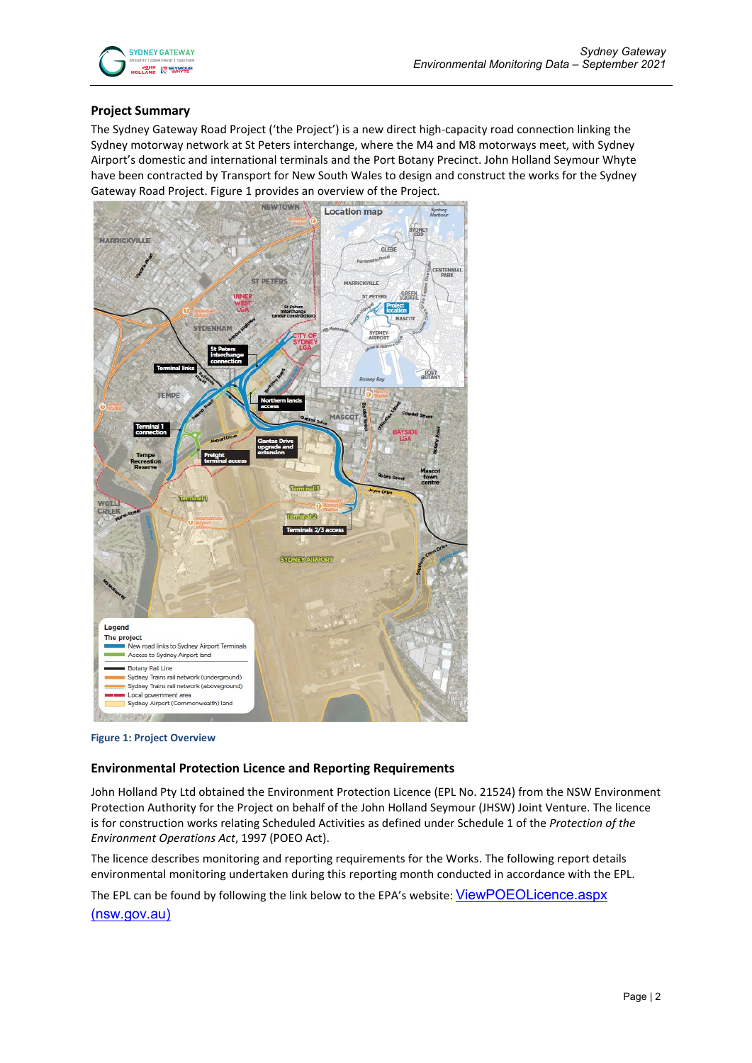## Project Summary

The Sydney Gateway Road Project ('the Project') is a new direct high-capacity road connection linking the Sydney motorway network at St Peters interchange, where the M4 and M8 motorways meet, with Sydney Airport's domestic and international terminals and the Port Botany Precinct. John Holland Seymour Whyte have been contracted by Transport for New South Wales to design and construct the works for the Sydney Gateway Road Project. Figure 1 provides an overview of the Project.

Figure 1: Project Overview

## Environmental Protection Licence and Reporting Requirements

John Holland Pty Ltd obtained the Environment Protection Licence (EPL No. 21524) from the NSW Environment Protection Authority for the Project on behalf of the John Holland Seymour (JHSW) Joint Venture. The licence is for construction works relating Scheduled Activities as defined under Schedule 1 of the *Protection of the Environment Operations Act*, 1997 (POEO Act).

The licence describes monitoring and reporting requirements for the Works. The following report details environmental monitoring undertaken during this reporting month conducted in accordance with the EPL.

The EPL can be found by following the link below to the EPA's website: ViewPOEOLicence.aspx (nsw.gov.au)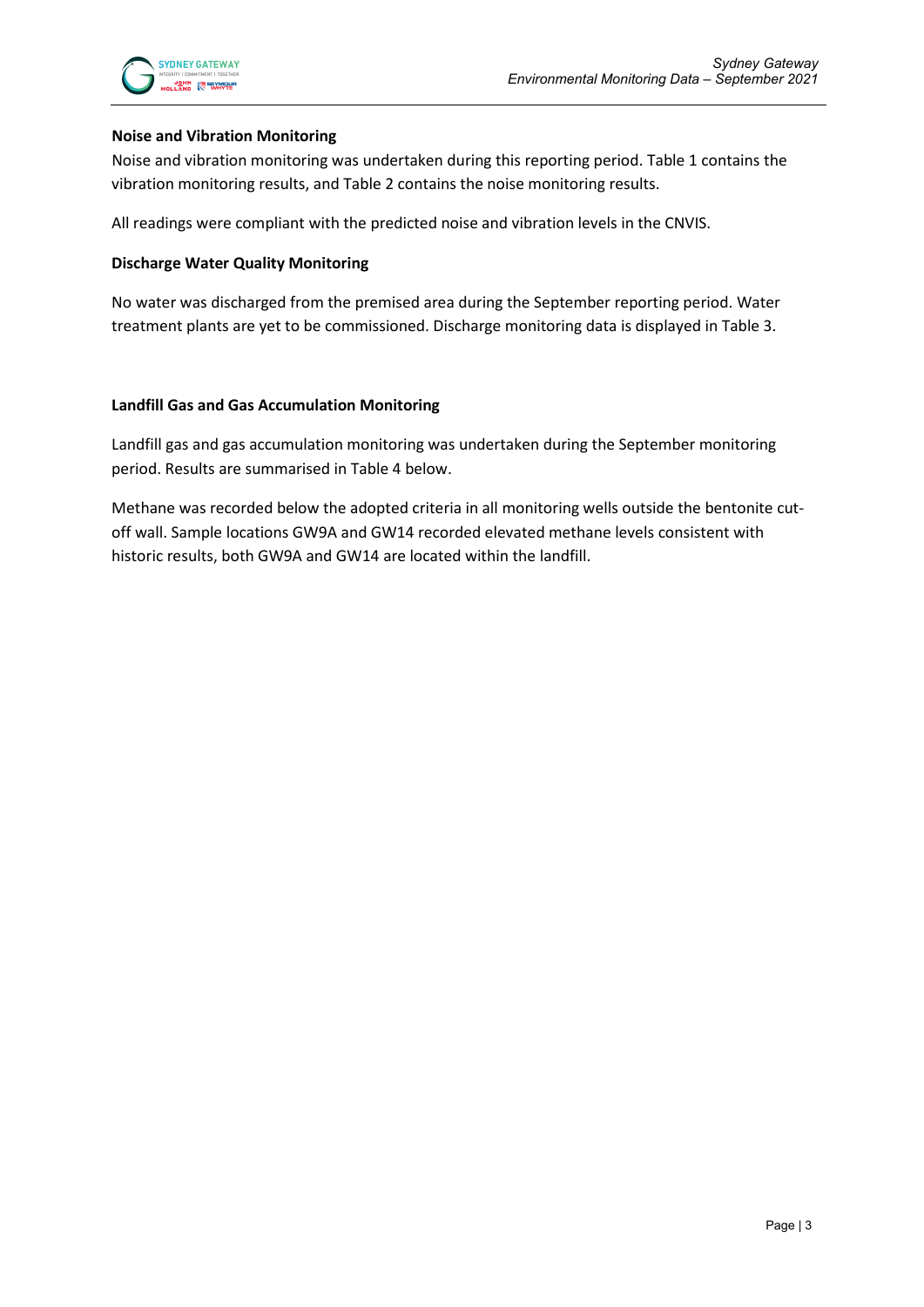**Noise and Vibration Monitoring**

Noise and vibration monitoring was undertaken during this reporting period. Table 1 contains the vibration monitoring results, and Table 2 contains the noise monitoring results.

All readings were compliant with the predicted noise and vibration levels in the CNVIS.

**Discharge Water Quality Monitoring**

No water was discharged from the premised area during the September reporting period. Water treatment plants are yet to be commissioned. Discharge monitoring data is displayed in Table 3.

**Landfill Gas and Gas Accumulation Monitoring**

Landfill gas and gas accumulation monitoring was undertaken during the September monitoring period. Results are summarised in Table 4 below.

Methane was recorded below the adopted criteria in all monitoring wells outside the bentonite cut-off wall. Sample locations GW9A and GW14 recorded elevated methane levels consistent with historic results, both GW9A and GW14 are located within the landfill.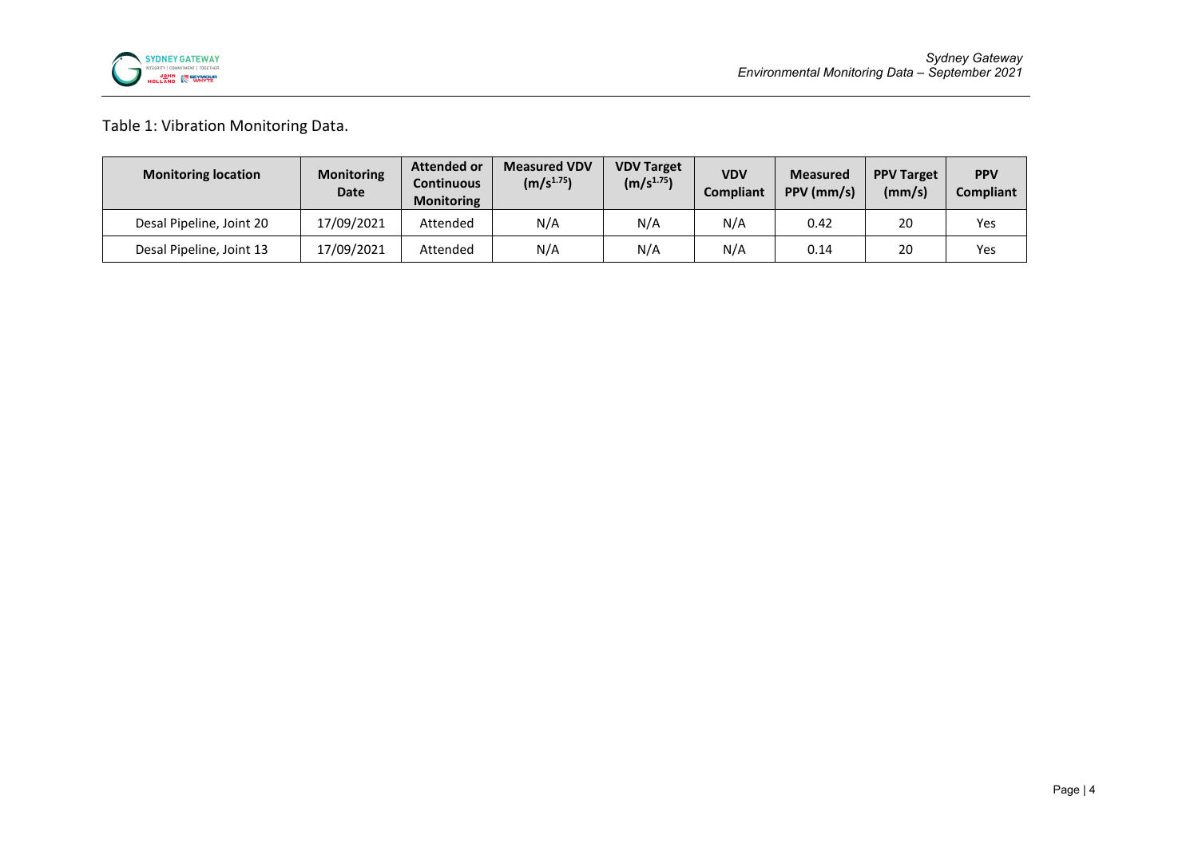Table 1: Vibration Monitoring Data.

| Monitoring location | Monitoring Date | Attended or Continuous Monitoring | Measured VDV ($m/s^{1.75}$) | VDV Target ($m/s^{1.75}$) | VDV Compliant | Measured PPV (mm/s) | PPV Target (mm/s) | PPV Compliant |
|---|---|---|---|---|---|---|---|---|
| Desal Pipeline, Joint 20 | 17/09/2021 | Attended | N/A | N/A | N/A | 0.42 | 20 | Yes |
| Desal Pipeline, Joint 13 | 17/09/2021 | Attended | N/A | N/A | N/A | 0.14 | 20 | Yes |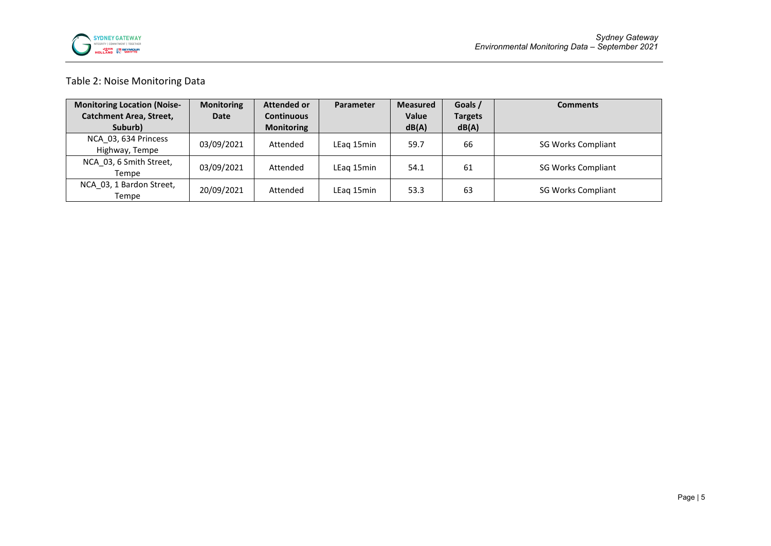Table 2: Noise Monitoring Data

| Monitoring Location (Noise-Catchment Area, Street, Suburb) | Monitoring Date | Attended or Continuous Monitoring | Parameter | Measured Value dB(A) | Goals / Targets dB(A) | Comments |
|---|---|---|---|---|---|---|
| NCA_03, 634 Princess Highway, Tempe | 03/09/2021 | Attended | LEaq 15min | 59.7 | 66 | SG Works Compliant |
| NCA_03, 6 Smith Street, Tempe | 03/09/2021 | Attended | LEaq 15min | 54.1 | 61 | SG Works Compliant |
| NCA_03, 1 Bardon Street, Tempe | 20/09/2021 | Attended | LEaq 15min | 53.3 | 63 | SG Works Compliant |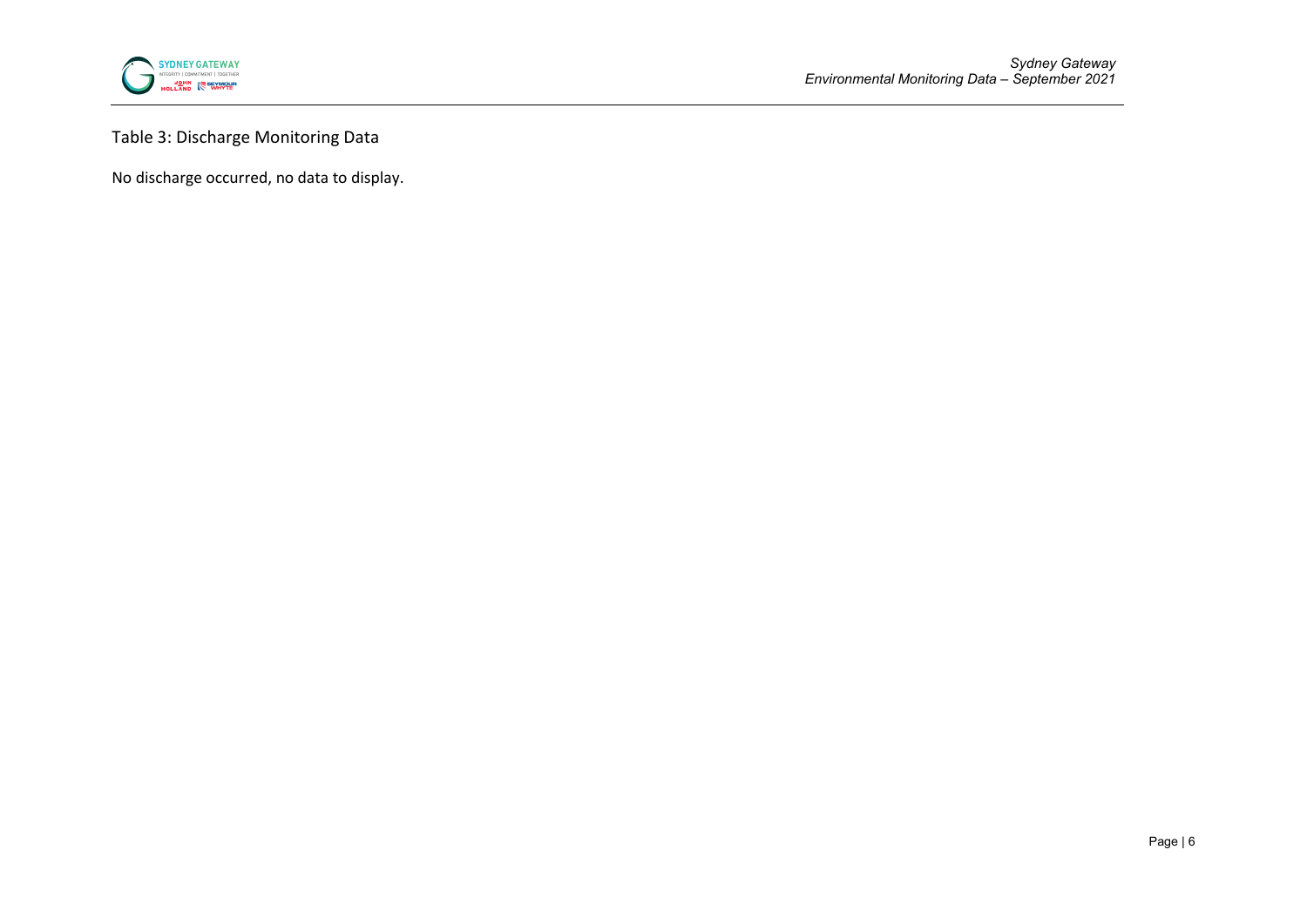Table 3: Discharge Monitoring Data

No discharge occurred, no data to display.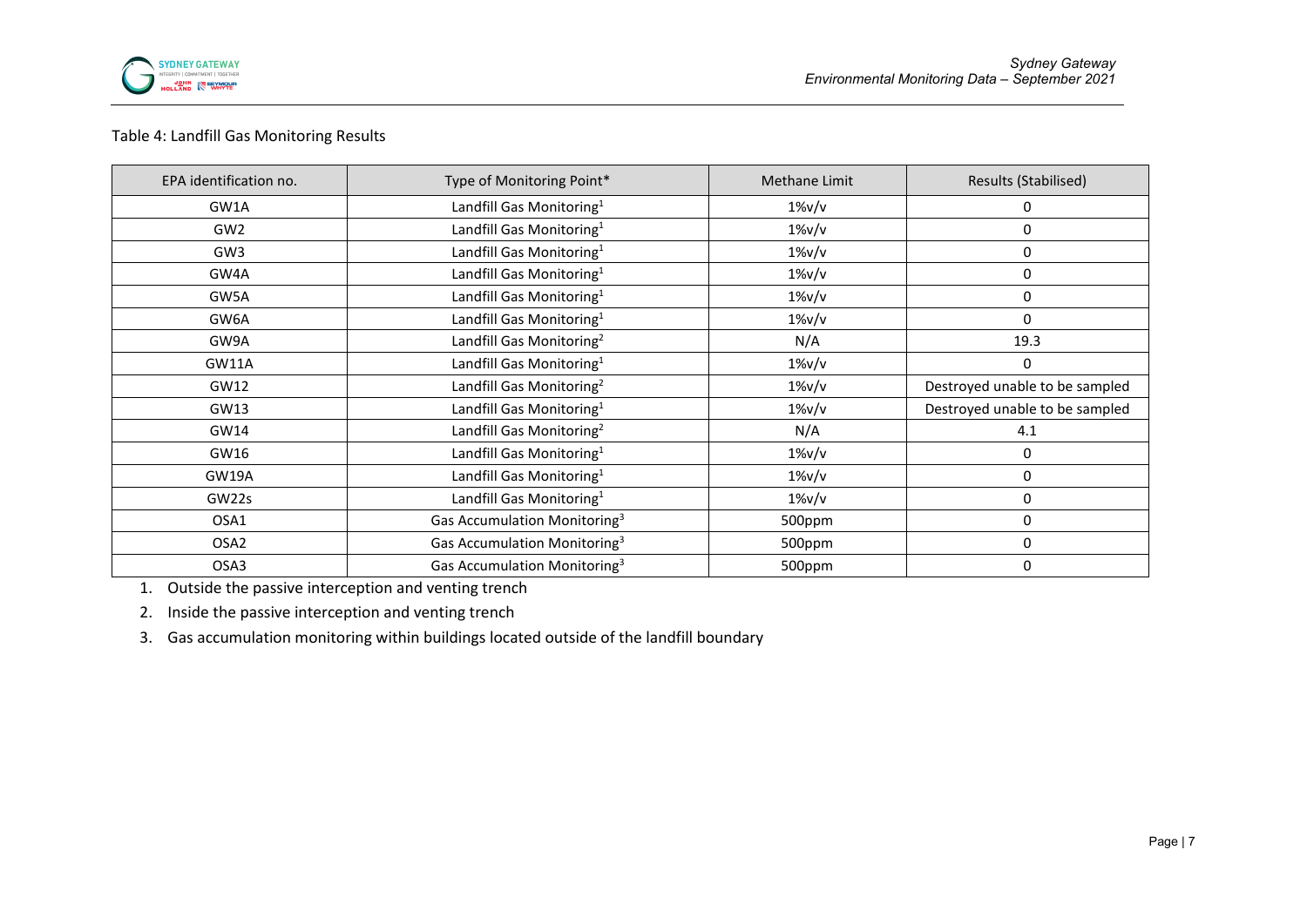Table 4: Landfill Gas Monitoring Results

| EPA identification no. | Type of Monitoring Point* | Methane Limit | Results (Stabilised) |
| --- | --- | --- | --- |
| GW1A | Landfill Gas Monitoring[1] | 1%v/v | 0 |
| GW2 | Landfill Gas Monitoring[1] | 1%v/v | 0 |
| GW3 | Landfill Gas Monitoring[1] | 1%v/v | 0 |
| GW4A | Landfill Gas Monitoring[1] | 1%v/v | 0 |
| GW5A | Landfill Gas Monitoring[1] | 1%v/v | 0 |
| GW6A | Landfill Gas Monitoring[1] | 1%v/v | 0 |
| GW9A | Landfill Gas Monitoring[2] | N/A | 19.3 |
| GW11A | Landfill Gas Monitoring[1] | 1%v/v | 0 |
| GW12 | Landfill Gas Monitoring[2] | 1%v/v | Destroyed unable to be sampled |
| GW13 | Landfill Gas Monitoring[1] | 1%v/v | Destroyed unable to be sampled |
| GW14 | Landfill Gas Monitoring[2] | N/A | 4.1 |
| GW16 | Landfill Gas Monitoring[1] | 1%v/v | 0 |
| GW19A | Landfill Gas Monitoring[1] | 1%v/v | 0 |
| GW22s | Landfill Gas Monitoring[1] | 1%v/v | 0 |
| OSA1 | Gas Accumulation Monitoring[3] | 500ppm | 0 |
| OSA2 | Gas Accumulation Monitoring[3] | 500ppm | 0 |
| OSA3 | Gas Accumulation Monitoring[3] | 500ppm | 0 |

1. Outside the passive interception and venting trench
2. Inside the passive interception and venting trench
3. Gas accumulation monitoring within buildings located outside of the landfill boundary